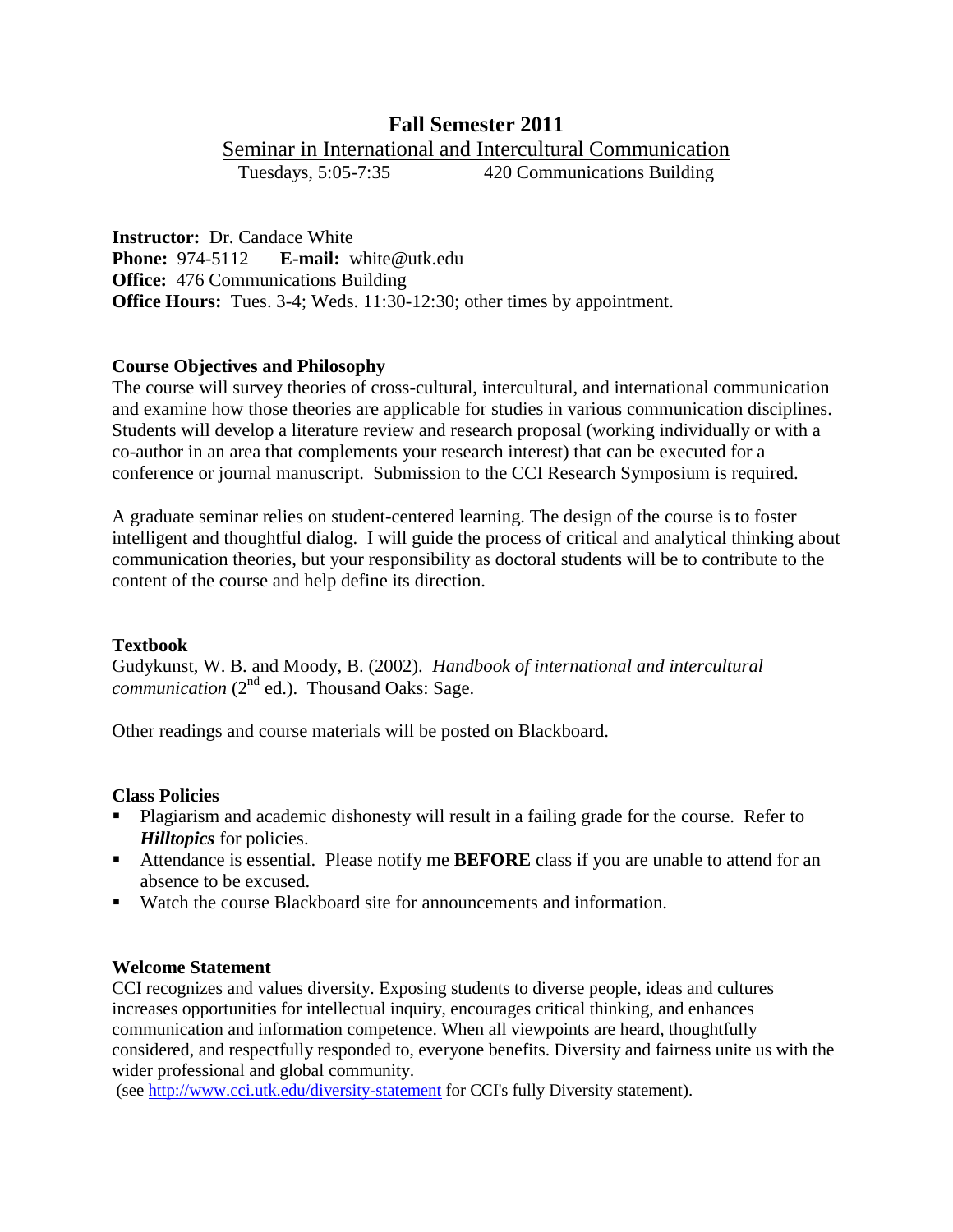# Fall Semester 2011

## Seminar in International and Intercultural Communication

Tuesdays, 5:05-7:35 420 Communications Building

**Instructor:** Dr. Candace White
**Phone:** 974-5112 **E-mail:** white@utk.edu
**Office:** 476 Communications Building
**Office Hours:** Tues. 3-4; Weds. 11:30-12:30; other times by appointment.

### Course Objectives and Philosophy

The course will survey theories of cross-cultural, intercultural, and international communication and examine how those theories are applicable for studies in various communication disciplines. Students will develop a literature review and research proposal (working individually or with a co-author in an area that complements your research interest) that can be executed for a conference or journal manuscript. Submission to the CCI Research Symposium is required.

A graduate seminar relies on student-centered learning. The design of the course is to foster intelligent and thoughtful dialog. I will guide the process of critical and analytical thinking about communication theories, but your responsibility as doctoral students will be to contribute to the content of the course and help define its direction.

### Textbook

Gudykunst, W. B. and Moody, B. (2002). *Handbook of international and intercultural communication* (2nd ed.). Thousand Oaks: Sage.

Other readings and course materials will be posted on Blackboard.

### Class Policies

- Plagiarism and academic dishonesty will result in a failing grade for the course. Refer to ***Hilltopics*** for policies.
- Attendance is essential. Please notify me **BEFORE** class if you are unable to attend for an absence to be excused.
- Watch the course Blackboard site for announcements and information.

### Welcome Statement

CCI recognizes and values diversity. Exposing students to diverse people, ideas and cultures increases opportunities for intellectual inquiry, encourages critical thinking, and enhances communication and information competence. When all viewpoints are heard, thoughtfully considered, and respectfully responded to, everyone benefits. Diversity and fairness unite us with the wider professional and global community.

(see http://www.cci.utk.edu/diversity-statement for CCI's fully Diversity statement).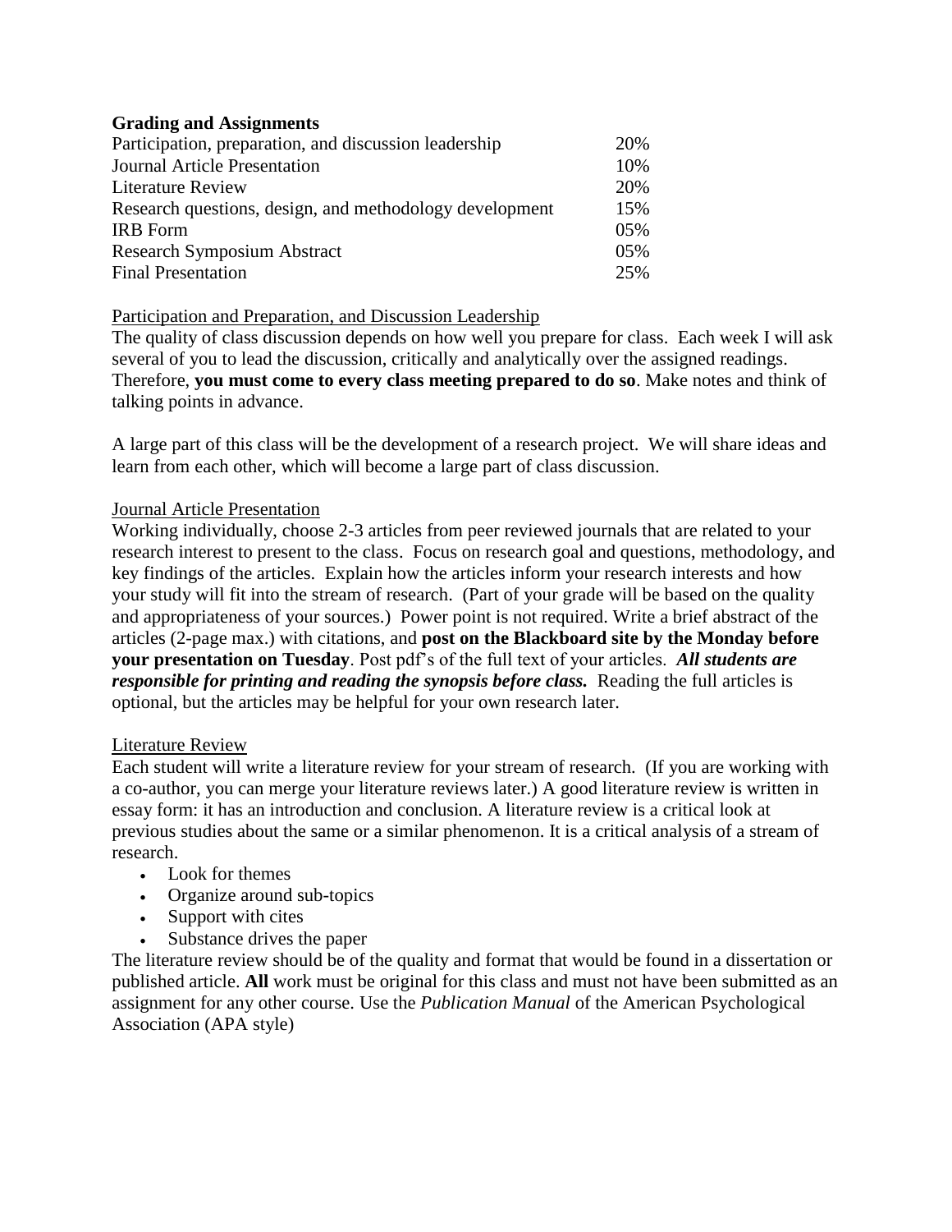**Grading and Assignments**

| | |
|---|---|
| Participation, preparation, and discussion leadership | 20% |
| Journal Article Presentation | 10% |
| Literature Review | 20% |
| Research questions, design, and methodology development | 15% |
| IRB Form | 05% |
| Research Symposium Abstract | 05% |
| Final Presentation | 25% |

<u>Participation and Preparation, and Discussion Leadership</u>

The quality of class discussion depends on how well you prepare for class. Each week I will ask several of you to lead the discussion, critically and analytically over the assigned readings. Therefore, **you must come to every class meeting prepared to do so**. Make notes and think of talking points in advance.

A large part of this class will be the development of a research project. We will share ideas and learn from each other, which will become a large part of class discussion.

<u>Journal Article Presentation</u>

Working individually, choose 2-3 articles from peer reviewed journals that are related to your research interest to present to the class. Focus on research goal and questions, methodology, and key findings of the articles. Explain how the articles inform your research interests and how your study will fit into the stream of research. (Part of your grade will be based on the quality and appropriateness of your sources.) Power point is not required. Write a brief abstract of the articles (2-page max.) with citations, and **post on the Blackboard site by the Monday before your presentation on Tuesday**. Post pdf's of the full text of your articles. ***All students are responsible for printing and reading the synopsis before class.*** Reading the full articles is optional, but the articles may be helpful for your own research later.

<u>Literature Review</u>

Each student will write a literature review for your stream of research. (If you are working with a co-author, you can merge your literature reviews later.) A good literature review is written in essay form: it has an introduction and conclusion. A literature review is a critical look at previous studies about the same or a similar phenomenon. It is a critical analysis of a stream of research.

- Look for themes
- Organize around sub-topics
- Support with cites
- Substance drives the paper

The literature review should be of the quality and format that would be found in a dissertation or published article. **All** work must be original for this class and must not have been submitted as an assignment for any other course. Use the *Publication Manual* of the American Psychological Association (APA style)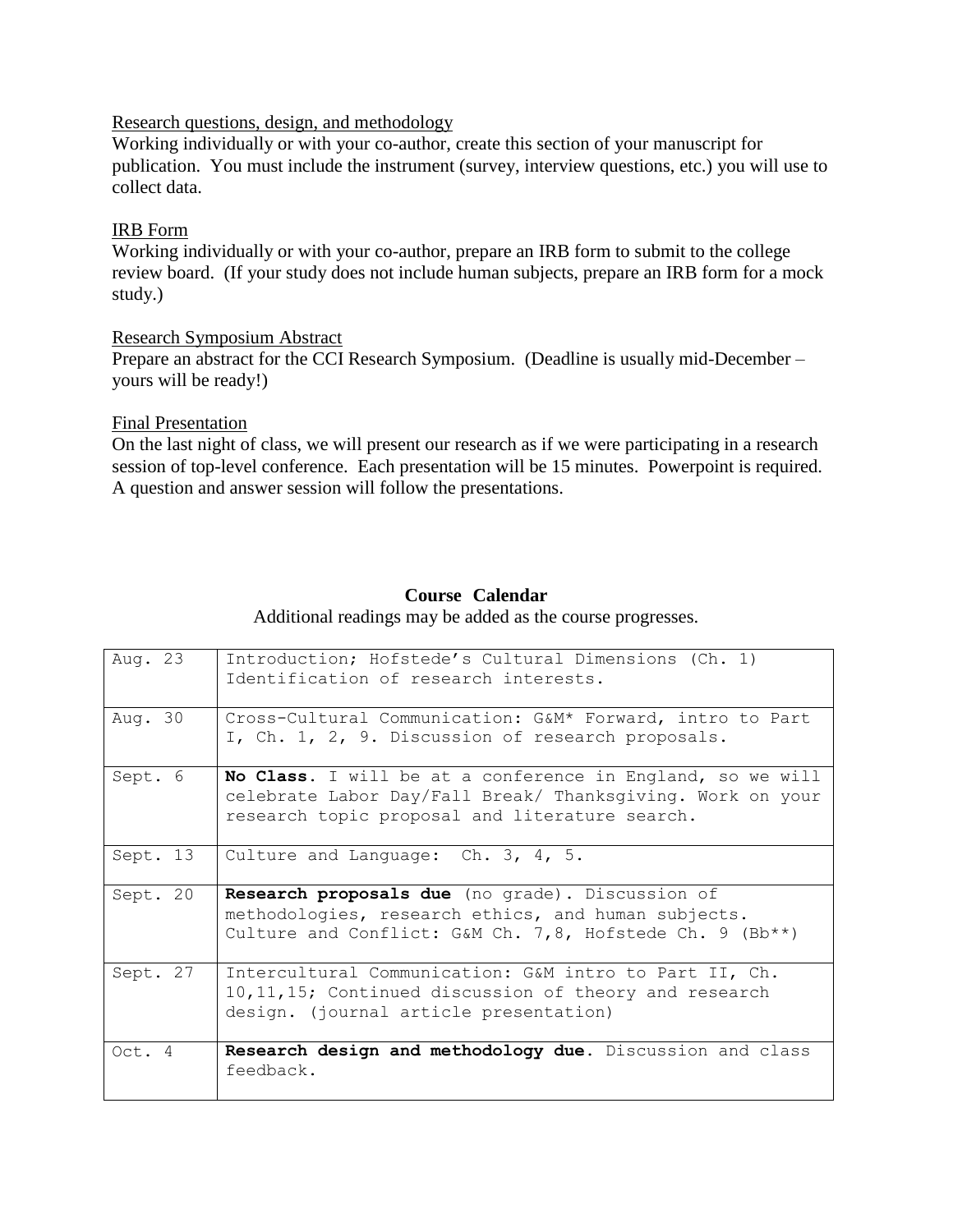Research questions, design, and methodology

Working individually or with your co-author, create this section of your manuscript for publication. You must include the instrument (survey, interview questions, etc.) you will use to collect data.

IRB Form

Working individually or with your co-author, prepare an IRB form to submit to the college review board. (If your study does not include human subjects, prepare an IRB form for a mock study.)

Research Symposium Abstract

Prepare an abstract for the CCI Research Symposium. (Deadline is usually mid-December – yours will be ready!)

Final Presentation

On the last night of class, we will present our research as if we were participating in a research session of top-level conference. Each presentation will be 15 minutes. Powerpoint is required. A question and answer session will follow the presentations.

**Course Calendar**

Additional readings may be added as the course progresses.

| | |
|---|---|
| Aug. 23 | Introduction; Hofstede's Cultural Dimensions (Ch. 1) Identification of research interests. |
| Aug. 30 | Cross-Cultural Communication: G&M* Forward, intro to Part I, Ch. 1, 2, 9. Discussion of research proposals. |
| Sept. 6 | **No Class.** I will be at a conference in England, so we will celebrate Labor Day/Fall Break/ Thanksgiving. Work on your research topic proposal and literature search. |
| Sept. 13 | Culture and Language: Ch. 3, 4, 5. |
| Sept. 20 | **Research proposals due** (no grade). Discussion of methodologies, research ethics, and human subjects. Culture and Conflict: G&M Ch. 7,8, Hofstede Ch. 9 (Bb**) |
| Sept. 27 | Intercultural Communication: G&M intro to Part II, Ch. 10,11,15; Continued discussion of theory and research design. (journal article presentation) |
| Oct. 4 | **Research design and methodology due.** Discussion and class feedback. |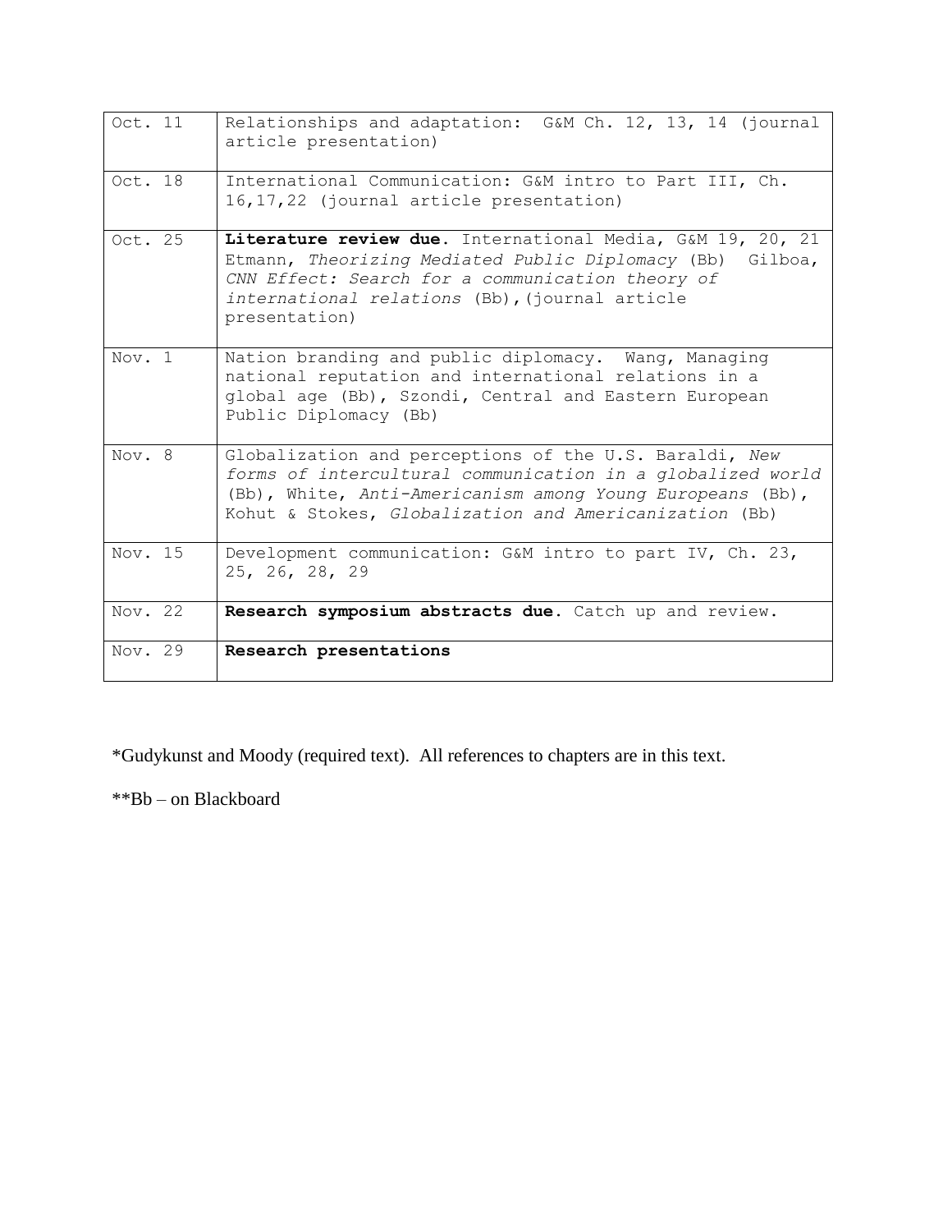| | |
|---|---|
| Oct. 11 | Relationships and adaptation: G&M Ch. 12, 13, 14 (journal article presentation) |
| Oct. 18 | International Communication: G&M intro to Part III, Ch. 16,17,22 (journal article presentation) |
| Oct. 25 | **Literature review due.** International Media, G&M 19, 20, 21 Etmann, *Theorizing Mediated Public Diplomacy* (Bb) Gilboa, *CNN Effect: Search for a communication theory of international relations* (Bb),(journal article presentation) |
| Nov. 1 | Nation branding and public diplomacy. Wang, Managing national reputation and international relations in a global age (Bb), Szondi, Central and Eastern European Public Diplomacy (Bb) |
| Nov. 8 | Globalization and perceptions of the U.S. Baraldi, *New forms of intercultural communication in a globalized world* (Bb), White, *Anti-Americanism among Young Europeans* (Bb), Kohut & Stokes, *Globalization and Americanization* (Bb) |
| Nov. 15 | Development communication: G&M intro to part IV, Ch. 23, 25, 26, 28, 29 |
| Nov. 22 | **Research symposium abstracts due.** Catch up and review. |
| Nov. 29 | **Research presentations** |

*Gudykunst and Moody (required text). All references to chapters are in this text.

**Bb – on Blackboard